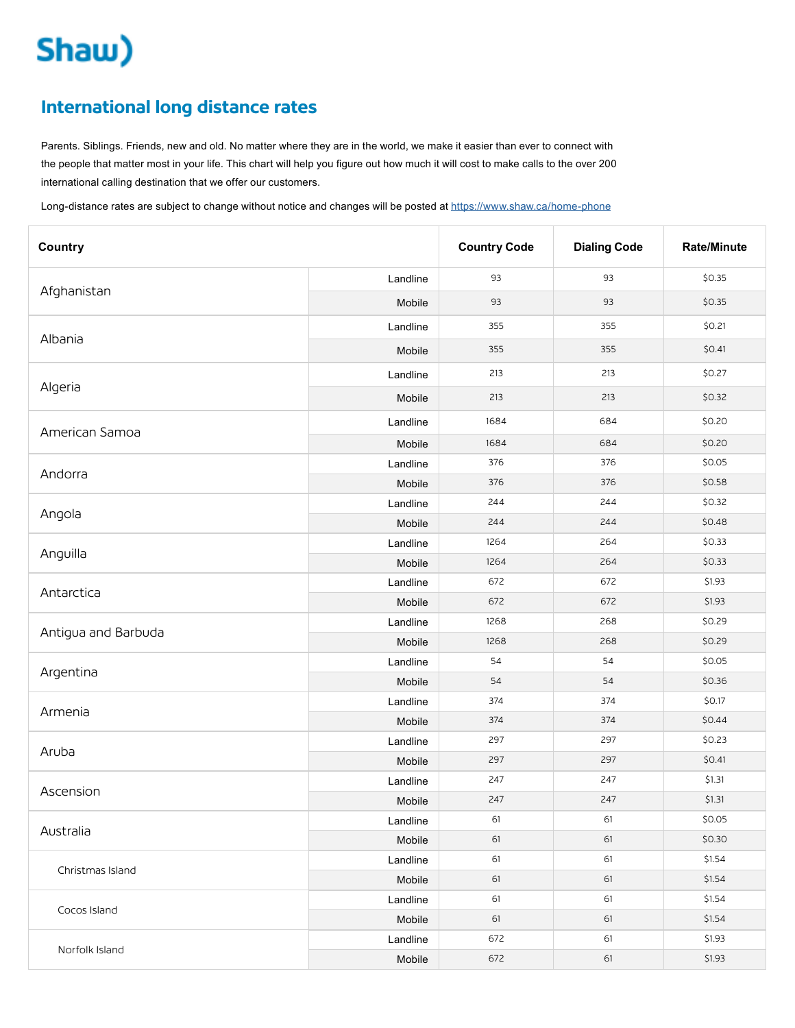Shaw)

## International long distance rates

Parents. Siblings. Friends, new and old. No matter where they are in the world, we make it easier than ever to connect with the people that matter most in your life. This chart will help you figure out how much it will cost to make calls to the over 200 international calling destination that we offer our customers.

Long-distance rates are subject to change without notice and changes will be posted at https://www.shaw.ca/home-phone

| Country | | Country Code | Dialing Code | Rate/Minute |
|---|---|---|---|---|
| Afghanistan | Landline | 93 | 93 | $0.35 |
| | Mobile | 93 | 93 | $0.35 |
| Albania | Landline | 355 | 355 | $0.21 |
| | Mobile | 355 | 355 | $0.41 |
| Algeria | Landline | 213 | 213 | $0.27 |
| | Mobile | 213 | 213 | $0.32 |
| American Samoa | Landline | 1684 | 684 | $0.20 |
| | Mobile | 1684 | 684 | $0.20 |
| Andorra | Landline | 376 | 376 | $0.05 |
| | Mobile | 376 | 376 | $0.58 |
| Angola | Landline | 244 | 244 | $0.32 |
| | Mobile | 244 | 244 | $0.48 |
| Anguilla | Landline | 1264 | 264 | $0.33 |
| | Mobile | 1264 | 264 | $0.33 |
| Antarctica | Landline | 672 | 672 | $1.93 |
| | Mobile | 672 | 672 | $1.93 |
| Antigua and Barbuda | Landline | 1268 | 268 | $0.29 |
| | Mobile | 1268 | 268 | $0.29 |
| Argentina | Landline | 54 | 54 | $0.05 |
| | Mobile | 54 | 54 | $0.36 |
| Armenia | Landline | 374 | 374 | $0.17 |
| | Mobile | 374 | 374 | $0.44 |
| Aruba | Landline | 297 | 297 | $0.23 |
| | Mobile | 297 | 297 | $0.41 |
| Ascension | Landline | 247 | 247 | $1.31 |
| | Mobile | 247 | 247 | $1.31 |
| Australia | Landline | 61 | 61 | $0.05 |
| | Mobile | 61 | 61 | $0.30 |
| Christmas Island | Landline | 61 | 61 | $1.54 |
| | Mobile | 61 | 61 | $1.54 |
| Cocos Island | Landline | 61 | 61 | $1.54 |
| | Mobile | 61 | 61 | $1.54 |
| Norfolk Island | Landline | 672 | 61 | $1.93 |
| | Mobile | 672 | 61 | $1.93 |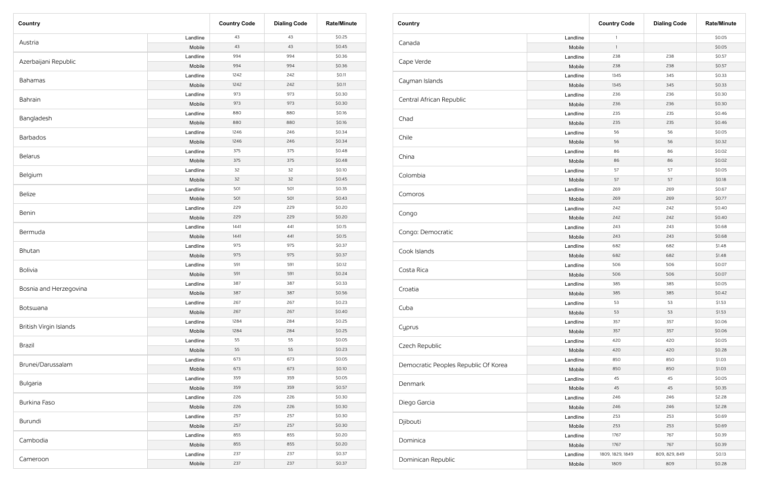| Country | | Country Code | Dialing Code | Rate/Minute |
|---|---|---|---|---|
| Austria | Landline | 43 | 43 | $0.25 |
| | Mobile | 43 | 43 | $0.45 |
| Azerbaijani Republic | Landline | 994 | 994 | $0.36 |
| | Mobile | 994 | 994 | $0.36 |
| Bahamas | Landline | 1242 | 242 | $0.11 |
| | Mobile | 1242 | 242 | $0.11 |
| Bahrain | Landline | 973 | 973 | $0.30 |
| | Mobile | 973 | 973 | $0.30 |
| Bangladesh | Landline | 880 | 880 | $0.16 |
| | Mobile | 880 | 880 | $0.16 |
| Barbados | Landline | 1246 | 246 | $0.34 |
| | Mobile | 1246 | 246 | $0.34 |
| Belarus | Landline | 375 | 375 | $0.48 |
| | Mobile | 375 | 375 | $0.48 |
| Belgium | Landline | 32 | 32 | $0.10 |
| | Mobile | 32 | 32 | $0.45 |
| Belize | Landline | 501 | 501 | $0.35 |
| | Mobile | 501 | 501 | $0.43 |
| Benin | Landline | 229 | 229 | $0.20 |
| | Mobile | 229 | 229 | $0.20 |
| Bermuda | Landline | 1441 | 441 | $0.15 |
| | Mobile | 1441 | 441 | $0.15 |
| Bhutan | Landline | 975 | 975 | $0.37 |
| | Mobile | 975 | 975 | $0.37 |
| Bolivia | Landline | 591 | 591 | $0.12 |
| | Mobile | 591 | 591 | $0.24 |
| Bosnia and Herzegovina | Landline | 387 | 387 | $0.33 |
| | Mobile | 387 | 387 | $0.56 |
| Botswana | Landline | 267 | 267 | $0.23 |
| | Mobile | 267 | 267 | $0.40 |
| British Virgin Islands | Landline | 1284 | 284 | $0.25 |
| | Mobile | 1284 | 284 | $0.25 |
| Brazil | Landline | 55 | 55 | $0.05 |
| | Mobile | 55 | 55 | $0.23 |
| Brunei/Darussalam | Landline | 673 | 673 | $0.05 |
| | Mobile | 673 | 673 | $0.10 |
| Bulgaria | Landline | 359 | 359 | $0.05 |
| | Mobile | 359 | 359 | $0.57 |
| Burkina Faso | Landline | 226 | 226 | $0.30 |
| | Mobile | 226 | 226 | $0.30 |
| Burundi | Landline | 257 | 257 | $0.30 |
| | Mobile | 257 | 257 | $0.30 |
| Cambodia | Landline | 855 | 855 | $0.20 |
| | Mobile | 855 | 855 | $0.20 |
| Cameroon | Landline | 237 | 237 | $0.37 |
| | Mobile | 237 | 237 | $0.37 |
| Canada | Landline | 1 | | $0.05 |
| | Mobile | 1 | | $0.05 |
| Cape Verde | Landline | 238 | 238 | $0.57 |
| | Mobile | 238 | 238 | $0.57 |
| Cayman Islands | Landline | 1345 | 345 | $0.33 |
| | Mobile | 1345 | 345 | $0.33 |
| Central African Republic | Landline | 236 | 236 | $0.30 |
| | Mobile | 236 | 236 | $0.30 |
| Chad | Landline | 235 | 235 | $0.46 |
| | Mobile | 235 | 235 | $0.46 |
| Chile | Landline | 56 | 56 | $0.05 |
| | Mobile | 56 | 56 | $0.32 |
| China | Landline | 86 | 86 | $0.02 |
| | Mobile | 86 | 86 | $0.02 |
| Colombia | Landline | 57 | 57 | $0.05 |
| | Mobile | 57 | 57 | $0.18 |
| Comoros | Landline | 269 | 269 | $0.67 |
| | Mobile | 269 | 269 | $0.77 |
| Congo | Landline | 242 | 242 | $0.40 |
| | Mobile | 242 | 242 | $0.40 |
| Congo: Democratic | Landline | 243 | 243 | $0.68 |
| | Mobile | 243 | 243 | $0.68 |
| Cook Islands | Landline | 682 | 682 | $1.48 |
| | Mobile | 682 | 682 | $1.48 |
| Costa Rica | Landline | 506 | 506 | $0.07 |
| | Mobile | 506 | 506 | $0.07 |
| Croatia | Landline | 385 | 385 | $0.05 |
| | Mobile | 385 | 385 | $0.42 |
| Cuba | Landline | 53 | 53 | $1.53 |
| | Mobile | 53 | 53 | $1.53 |
| Cyprus | Landline | 357 | 357 | $0.06 |
| | Mobile | 357 | 357 | $0.06 |
| Czech Republic | Landline | 420 | 420 | $0.05 |
| | Mobile | 420 | 420 | $0.28 |
| Democratic Peoples Republic Of Korea | Landline | 850 | 850 | $1.03 |
| | Mobile | 850 | 850 | $1.03 |
| Denmark | Landline | 45 | 45 | $0.05 |
| | Mobile | 45 | 45 | $0.35 |
| Diego Garcia | Landline | 246 | 246 | $2.28 |
| | Mobile | 246 | 246 | $2.28 |
| Djibouti | Landline | 253 | 253 | $0.69 |
| | Mobile | 253 | 253 | $0.69 |
| Dominica | Landline | 1767 | 767 | $0.39 |
| | Mobile | 1767 | 767 | $0.39 |
| Dominican Republic | Landline | 1809, 1829, 1849 | 809, 829, 849 | $0.13 |
| | Mobile | 1809 | 809 | $0.28 |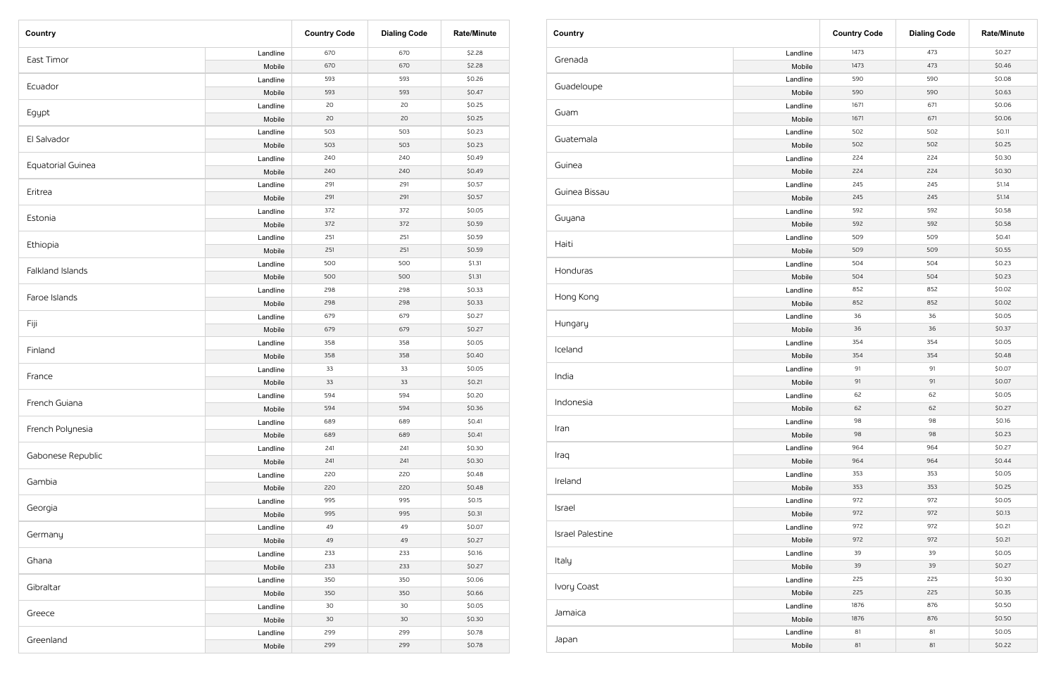| Country | | Country Code | Dialing Code | Rate/Minute |
|---|---|---|---|---|
| East Timor | Landline | 670 | 670 | $2.28 |
| | Mobile | 670 | 670 | $2.28 |
| Ecuador | Landline | 593 | 593 | $0.26 |
| | Mobile | 593 | 593 | $0.47 |
| Egypt | Landline | 20 | 20 | $0.25 |
| | Mobile | 20 | 20 | $0.25 |
| El Salvador | Landline | 503 | 503 | $0.23 |
| | Mobile | 503 | 503 | $0.23 |
| Equatorial Guinea | Landline | 240 | 240 | $0.49 |
| | Mobile | 240 | 240 | $0.49 |
| Eritrea | Landline | 291 | 291 | $0.57 |
| | Mobile | 291 | 291 | $0.57 |
| Estonia | Landline | 372 | 372 | $0.05 |
| | Mobile | 372 | 372 | $0.59 |
| Ethiopia | Landline | 251 | 251 | $0.59 |
| | Mobile | 251 | 251 | $0.59 |
| Falkland Islands | Landline | 500 | 500 | $1.31 |
| | Mobile | 500 | 500 | $1.31 |
| Faroe Islands | Landline | 298 | 298 | $0.33 |
| | Mobile | 298 | 298 | $0.33 |
| Fiji | Landline | 679 | 679 | $0.27 |
| | Mobile | 679 | 679 | $0.27 |
| Finland | Landline | 358 | 358 | $0.05 |
| | Mobile | 358 | 358 | $0.40 |
| France | Landline | 33 | 33 | $0.05 |
| | Mobile | 33 | 33 | $0.21 |
| French Guiana | Landline | 594 | 594 | $0.20 |
| | Mobile | 594 | 594 | $0.36 |
| French Polynesia | Landline | 689 | 689 | $0.41 |
| | Mobile | 689 | 689 | $0.41 |
| Gabonese Republic | Landline | 241 | 241 | $0.30 |
| | Mobile | 241 | 241 | $0.30 |
| Gambia | Landline | 220 | 220 | $0.48 |
| | Mobile | 220 | 220 | $0.48 |
| Georgia | Landline | 995 | 995 | $0.15 |
| | Mobile | 995 | 995 | $0.31 |
| Germany | Landline | 49 | 49 | $0.07 |
| | Mobile | 49 | 49 | $0.27 |
| Ghana | Landline | 233 | 233 | $0.16 |
| | Mobile | 233 | 233 | $0.27 |
| Gibraltar | Landline | 350 | 350 | $0.06 |
| | Mobile | 350 | 350 | $0.66 |
| Greece | Landline | 30 | 30 | $0.05 |
| | Mobile | 30 | 30 | $0.30 |
| Greenland | Landline | 299 | 299 | $0.78 |
| | Mobile | 299 | 299 | $0.78 |

| Country | | Country Code | Dialing Code | Rate/Minute |
|---|---|---|---|---|
| Grenada | Landline | 1473 | 473 | $0.27 |
| | Mobile | 1473 | 473 | $0.46 |
| Guadeloupe | Landline | 590 | 590 | $0.08 |
| | Mobile | 590 | 590 | $0.63 |
| Guam | Landline | 1671 | 671 | $0.06 |
| | Mobile | 1671 | 671 | $0.06 |
| Guatemala | Landline | 502 | 502 | $0.11 |
| | Mobile | 502 | 502 | $0.25 |
| Guinea | Landline | 224 | 224 | $0.30 |
| | Mobile | 224 | 224 | $0.30 |
| Guinea Bissau | Landline | 245 | 245 | $1.14 |
| | Mobile | 245 | 245 | $1.14 |
| Guyana | Landline | 592 | 592 | $0.58 |
| | Mobile | 592 | 592 | $0.58 |
| Haiti | Landline | 509 | 509 | $0.41 |
| | Mobile | 509 | 509 | $0.55 |
| Honduras | Landline | 504 | 504 | $0.23 |
| | Mobile | 504 | 504 | $0.23 |
| Hong Kong | Landline | 852 | 852 | $0.02 |
| | Mobile | 852 | 852 | $0.02 |
| Hungary | Landline | 36 | 36 | $0.05 |
| | Mobile | 36 | 36 | $0.37 |
| Iceland | Landline | 354 | 354 | $0.05 |
| | Mobile | 354 | 354 | $0.48 |
| India | Landline | 91 | 91 | $0.07 |
| | Mobile | 91 | 91 | $0.07 |
| Indonesia | Landline | 62 | 62 | $0.05 |
| | Mobile | 62 | 62 | $0.27 |
| Iran | Landline | 98 | 98 | $0.16 |
| | Mobile | 98 | 98 | $0.23 |
| Iraq | Landline | 964 | 964 | $0.27 |
| | Mobile | 964 | 964 | $0.44 |
| Ireland | Landline | 353 | 353 | $0.05 |
| | Mobile | 353 | 353 | $0.25 |
| Israel | Landline | 972 | 972 | $0.05 |
| | Mobile | 972 | 972 | $0.13 |
| Israel Palestine | Landline | 972 | 972 | $0.21 |
| | Mobile | 972 | 972 | $0.21 |
| Italy | Landline | 39 | 39 | $0.05 |
| | Mobile | 39 | 39 | $0.27 |
| Ivory Coast | Landline | 225 | 225 | $0.30 |
| | Mobile | 225 | 225 | $0.35 |
| Jamaica | Landline | 1876 | 876 | $0.50 |
| | Mobile | 1876 | 876 | $0.50 |
| Japan | Landline | 81 | 81 | $0.05 |
| | Mobile | 81 | 81 | $0.22 |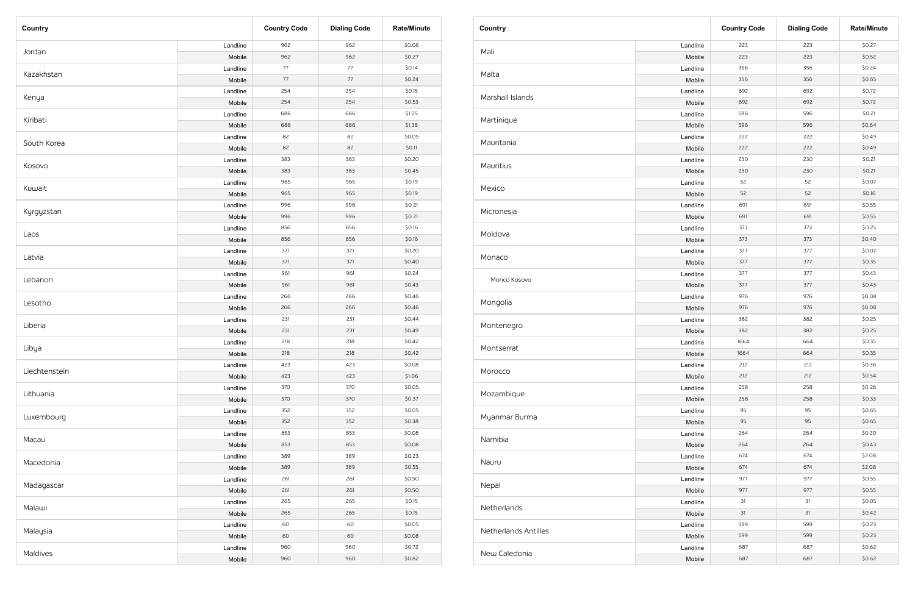| Country | | Country Code | Dialing Code | Rate/Minute |
|---|---|---|---|---|
| Jordan | Landline | 962 | 962 | $0.06 |
| | Mobile | 962 | 962 | $0.27 |
| Kazakhstan | Landline | 77 | 77 | $0.14 |
| | Mobile | 77 | 77 | $0.24 |
| Kenya | Landline | 254 | 254 | $0.15 |
| | Mobile | 254 | 254 | $0.53 |
| Kiribati | Landline | 686 | 686 | $1.25 |
| | Mobile | 686 | 686 | $1.38 |
| South Korea | Landline | 82 | 82 | $0.05 |
| | Mobile | 82 | 82 | $0.11 |
| Kosovo | Landline | 383 | 383 | $0.20 |
| | Mobile | 383 | 383 | $0.45 |
| Kuwait | Landline | 965 | 965 | $0.19 |
| | Mobile | 965 | 965 | $0.19 |
| Kyrgyzstan | Landline | 996 | 996 | $0.21 |
| | Mobile | 996 | 996 | $0.21 |
| Laos | Landline | 856 | 856 | $0.16 |
| | Mobile | 856 | 856 | $0.16 |
| Latvia | Landline | 371 | 371 | $0.20 |
| | Mobile | 371 | 371 | $0.40 |
| Lebanon | Landline | 961 | 961 | $0.24 |
| | Mobile | 961 | 961 | $0.43 |
| Lesotho | Landline | 266 | 266 | $0.46 |
| | Mobile | 266 | 266 | $0.46 |
| Liberia | Landline | 231 | 231 | $0.44 |
| | Mobile | 231 | 231 | $0.49 |
| Libya | Landline | 218 | 218 | $0.42 |
| | Mobile | 218 | 218 | $0.42 |
| Liechtenstein | Landline | 423 | 423 | $0.08 |
| | Mobile | 423 | 423 | $1.06 |
| Lithuania | Landline | 370 | 370 | $0.05 |
| | Mobile | 370 | 370 | $0.37 |
| Luxembourg | Landline | 352 | 352 | $0.05 |
| | Mobile | 352 | 352 | $0.38 |
| Macau | Landline | 853 | 853 | $0.08 |
| | Mobile | 853 | 853 | $0.08 |
| Macedonia | Landline | 389 | 389 | $0.23 |
| | Mobile | 389 | 389 | $0.55 |
| Madagascar | Landline | 261 | 261 | $0.50 |
| | Mobile | 261 | 261 | $0.50 |
| Malawi | Landline | 265 | 265 | $0.15 |
| | Mobile | 265 | 265 | $0.15 |
| Malaysia | Landline | 60 | 60 | $0.05 |
| | Mobile | 60 | 60 | $0.08 |
| Maldives | Landline | 960 | 960 | $0.72 |
| | Mobile | 960 | 960 | $0.82 |

| Country | | Country Code | Dialing Code | Rate/Minute |
|---|---|---|---|---|
| Mali | Landline | 223 | 223 | $0.27 |
| | Mobile | 223 | 223 | $0.52 |
| Malta | Landline | 356 | 356 | $0.24 |
| | Mobile | 356 | 356 | $0.65 |
| Marshall Islands | Landline | 692 | 692 | $0.72 |
| | Mobile | 692 | 692 | $0.72 |
| Martinique | Landline | 596 | 596 | $0.21 |
| | Mobile | 596 | 596 | $0.64 |
| Mauritania | Landline | 222 | 222 | $0.49 |
| | Mobile | 222 | 222 | $0.49 |
| Mauritius | Landline | 230 | 230 | $0.21 |
| | Mobile | 230 | 230 | $0.21 |
| Mexico | Landline | 52 | 52 | $0.07 |
| | Mobile | 52 | 52 | $0.16 |
| Micronesia | Landline | 691 | 691 | $0.55 |
| | Mobile | 691 | 691 | $0.55 |
| Moldova | Landline | 373 | 373 | $0.25 |
| | Mobile | 373 | 373 | $0.40 |
| Monaco | Landline | 377 | 377 | $0.07 |
| | Mobile | 377 | 377 | $0.35 |
| Monco Kosovo | Landline | 377 | 377 | $0.43 |
| | Mobile | 377 | 377 | $0.43 |
| Mongolia | Landline | 976 | 976 | $0.08 |
| | Mobile | 976 | 976 | $0.08 |
| Montenegro | Landline | 382 | 382 | $0.25 |
| | Mobile | 382 | 382 | $0.25 |
| Montserrat | Landline | 1664 | 664 | $0.35 |
| | Mobile | 1664 | 664 | $0.35 |
| Morocco | Landline | 212 | 212 | $0.36 |
| | Mobile | 212 | 212 | $0.54 |
| Mozambique | Landline | 258 | 258 | $0.28 |
| | Mobile | 258 | 258 | $0.33 |
| Myanmar Burma | Landline | 95 | 95 | $0.65 |
| | Mobile | 95 | 95 | $0.65 |
| Namibia | Landline | 264 | 264 | $0.20 |
| | Mobile | 264 | 264 | $0.43 |
| Nauru | Landline | 674 | 674 | $2.08 |
| | Mobile | 674 | 674 | $2.08 |
| Nepal | Landline | 977 | 977 | $0.55 |
| | Mobile | 977 | 977 | $0.55 |
| Netherlands | Landline | 31 | 31 | $0.05 |
| | Mobile | 31 | 31 | $0.42 |
| Netherlands Antilles | Landline | 599 | 599 | $0.23 |
| | Mobile | 599 | 599 | $0.23 |
| New Caledonia | Landline | 687 | 687 | $0.62 |
| | Mobile | 687 | 687 | $0.62 |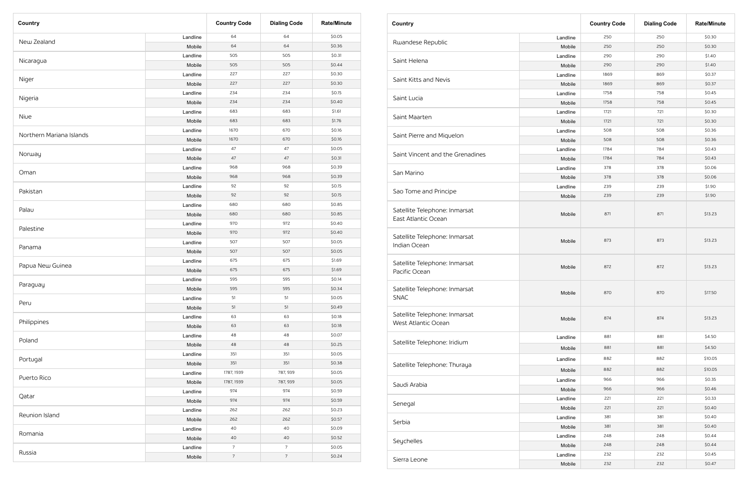| Country | | Country Code | Dialing Code | Rate/Minute |
|---|---|---|---|---|
| New Zealand | Landline | 64 | 64 | $0.05 |
| | Mobile | 64 | 64 | $0.36 |
| Nicaragua | Landline | 505 | 505 | $0.31 |
| | Mobile | 505 | 505 | $0.44 |
| Niger | Landline | 227 | 227 | $0.30 |
| | Mobile | 227 | 227 | $0.30 |
| Nigeria | Landline | 234 | 234 | $0.15 |
| | Mobile | 234 | 234 | $0.40 |
| Niue | Landline | 683 | 683 | $1.61 |
| | Mobile | 683 | 683 | $1.76 |
| Northern Mariana Islands | Landline | 1670 | 670 | $0.16 |
| | Mobile | 1670 | 670 | $0.16 |
| Norway | Landline | 47 | 47 | $0.05 |
| | Mobile | 47 | 47 | $0.31 |
| Oman | Landline | 968 | 968 | $0.39 |
| | Mobile | 968 | 968 | $0.39 |
| Pakistan | Landline | 92 | 92 | $0.15 |
| | Mobile | 92 | 92 | $0.15 |
| Palau | Landline | 680 | 680 | $0.85 |
| | Mobile | 680 | 680 | $0.85 |
| Palestine | Landline | 970 | 972 | $0.40 |
| | Mobile | 970 | 972 | $0.40 |
| Panama | Landline | 507 | 507 | $0.05 |
| | Mobile | 507 | 507 | $0.05 |
| Papua New Guinea | Landline | 675 | 675 | $1.69 |
| | Mobile | 675 | 675 | $1.69 |
| Paraguay | Landline | 595 | 595 | $0.14 |
| | Mobile | 595 | 595 | $0.34 |
| Peru | Landline | 51 | 51 | $0.05 |
| | Mobile | 51 | 51 | $0.49 |
| Philippines | Landline | 63 | 63 | $0.18 |
| | Mobile | 63 | 63 | $0.18 |
| Poland | Landline | 48 | 48 | $0.07 |
| | Mobile | 48 | 48 | $0.25 |
| Portugal | Landline | 351 | 351 | $0.05 |
| | Mobile | 351 | 351 | $0.38 |
| Puerto Rico | Landline | 1787, 1939 | 787, 939 | $0.05 |
| | Mobile | 1787, 1939 | 787, 939 | $0.05 |
| Qatar | Landline | 974 | 974 | $0.59 |
| | Mobile | 974 | 974 | $0.59 |
| Reunion Island | Landline | 262 | 262 | $0.23 |
| | Mobile | 262 | 262 | $0.57 |
| Romania | Landline | 40 | 40 | $0.09 |
| | Mobile | 40 | 40 | $0.52 |
| Russia | Landline | 7 | 7 | $0.05 |
| | Mobile | 7 | 7 | $0.24 |

| Country | | Country Code | Dialing Code | Rate/Minute |
|---|---|---|---|---|
| Rwandese Republic | Landline | 250 | 250 | $0.30 |
| | Mobile | 250 | 250 | $0.30 |
| Saint Helena | Landline | 290 | 290 | $1.40 |
| | Mobile | 290 | 290 | $1.40 |
| Saint Kitts and Nevis | Landline | 1869 | 869 | $0.37 |
| | Mobile | 1869 | 869 | $0.37 |
| Saint Lucia | Landline | 1758 | 758 | $0.45 |
| | Mobile | 1758 | 758 | $0.45 |
| Saint Maarten | Landline | 1721 | 721 | $0.30 |
| | Mobile | 1721 | 721 | $0.30 |
| Saint Pierre and Miquelon | Landline | 508 | 508 | $0.36 |
| | Mobile | 508 | 508 | $0.36 |
| Saint Vincent and the Grenadines | Landline | 1784 | 784 | $0.43 |
| | Mobile | 1784 | 784 | $0.43 |
| San Marino | Landline | 378 | 378 | $0.06 |
| | Mobile | 378 | 378 | $0.06 |
| Sao Tome and Principe | Landline | 239 | 239 | $1.90 |
| | Mobile | 239 | 239 | $1.90 |
| Satellite Telephone: Inmarsat East Atlantic Ocean | Mobile | 871 | 871 | $13.23 |
| Satellite Telephone: Inmarsat Indian Ocean | Mobile | 873 | 873 | $13.23 |
| Satellite Telephone: Inmarsat Pacific Ocean | Mobile | 872 | 872 | $13.23 |
| Satellite Telephone: Inmarsat SNAC | Mobile | 870 | 870 | $17.50 |
| Satellite Telephone: Inmarsat West Atlantic Ocean | Mobile | 874 | 874 | $13.23 |
| Satellite Telephone: Iridium | Landline | 881 | 881 | $4.50 |
| | Mobile | 881 | 881 | $4.50 |
| Satellite Telephone: Thuraya | Landline | 882 | 882 | $10.05 |
| | Mobile | 882 | 882 | $10.05 |
| Saudi Arabia | Landline | 966 | 966 | $0.35 |
| | Mobile | 966 | 966 | $0.46 |
| Senegal | Landline | 221 | 221 | $0.33 |
| | Mobile | 221 | 221 | $0.40 |
| Serbia | Landline | 381 | 381 | $0.40 |
| | Mobile | 381 | 381 | $0.40 |
| Seychelles | Landline | 248 | 248 | $0.44 |
| | Mobile | 248 | 248 | $0.44 |
| Sierra Leone | Landline | 232 | 232 | $0.45 |
| | Mobile | 232 | 232 | $0.47 |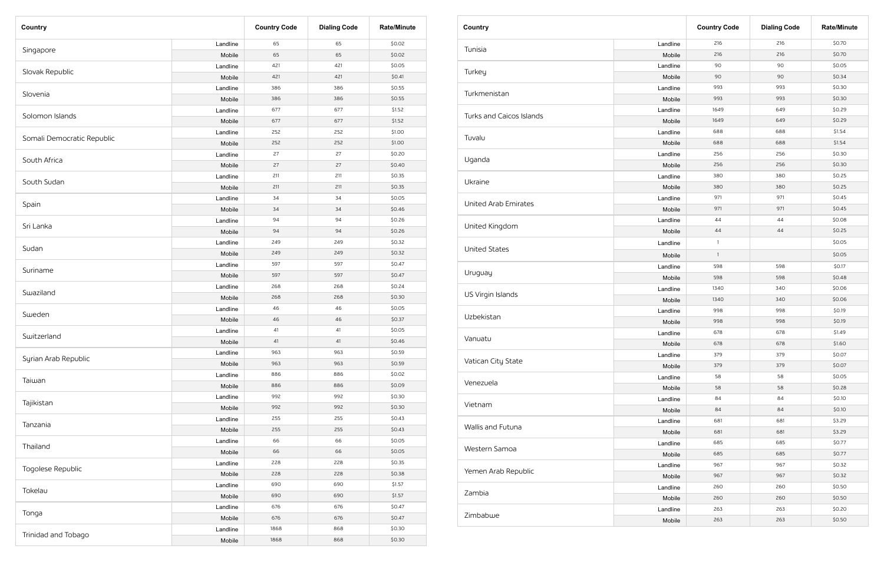| Country | | Country Code | Dialing Code | Rate/Minute |
|---|---|---|---|---|
| Singapore | Landline | 65 | 65 | $0.02 |
| | Mobile | 65 | 65 | $0.02 |
| Slovak Republic | Landline | 421 | 421 | $0.05 |
| | Mobile | 421 | 421 | $0.41 |
| Slovenia | Landline | 386 | 386 | $0.55 |
| | Mobile | 386 | 386 | $0.55 |
| Solomon Islands | Landline | 677 | 677 | $1.52 |
| | Mobile | 677 | 677 | $1.52 |
| Somali Democratic Republic | Landline | 252 | 252 | $1.00 |
| | Mobile | 252 | 252 | $1.00 |
| South Africa | Landline | 27 | 27 | $0.20 |
| | Mobile | 27 | 27 | $0.40 |
| South Sudan | Landline | 211 | 211 | $0.35 |
| | Mobile | 211 | 211 | $0.35 |
| Spain | Landline | 34 | 34 | $0.05 |
| | Mobile | 34 | 34 | $0.46 |
| Sri Lanka | Landline | 94 | 94 | $0.26 |
| | Mobile | 94 | 94 | $0.26 |
| Sudan | Landline | 249 | 249 | $0.32 |
| | Mobile | 249 | 249 | $0.32 |
| Suriname | Landline | 597 | 597 | $0.47 |
| | Mobile | 597 | 597 | $0.47 |
| Swaziland | Landline | 268 | 268 | $0.24 |
| | Mobile | 268 | 268 | $0.30 |
| Sweden | Landline | 46 | 46 | $0.05 |
| | Mobile | 46 | 46 | $0.37 |
| Switzerland | Landline | 41 | 41 | $0.05 |
| | Mobile | 41 | 41 | $0.46 |
| Syrian Arab Republic | Landline | 963 | 963 | $0.59 |
| | Mobile | 963 | 963 | $0.59 |
| Taiwan | Landline | 886 | 886 | $0.02 |
| | Mobile | 886 | 886 | $0.09 |
| Tajikistan | Landline | 992 | 992 | $0.30 |
| | Mobile | 992 | 992 | $0.30 |
| Tanzania | Landline | 255 | 255 | $0.43 |
| | Mobile | 255 | 255 | $0.43 |
| Thailand | Landline | 66 | 66 | $0.05 |
| | Mobile | 66 | 66 | $0.05 |
| Togolese Republic | Landline | 228 | 228 | $0.35 |
| | Mobile | 228 | 228 | $0.38 |
| Tokelau | Landline | 690 | 690 | $1.57 |
| | Mobile | 690 | 690 | $1.57 |
| Tonga | Landline | 676 | 676 | $0.47 |
| | Mobile | 676 | 676 | $0.47 |
| Trinidad and Tobago | Landline | 1868 | 868 | $0.30 |
| | Mobile | 1868 | 868 | $0.30 |
| Tunisia | Landline | 216 | 216 | $0.70 |
| | Mobile | 216 | 216 | $0.70 |
| Turkey | Landline | 90 | 90 | $0.05 |
| | Mobile | 90 | 90 | $0.34 |
| Turkmenistan | Landline | 993 | 993 | $0.30 |
| | Mobile | 993 | 993 | $0.30 |
| Turks and Caicos Islands | Landline | 1649 | 649 | $0.29 |
| | Mobile | 1649 | 649 | $0.29 |
| Tuvalu | Landline | 688 | 688 | $1.54 |
| | Mobile | 688 | 688 | $1.54 |
| Uganda | Landline | 256 | 256 | $0.30 |
| | Mobile | 256 | 256 | $0.30 |
| Ukraine | Landline | 380 | 380 | $0.25 |
| | Mobile | 380 | 380 | $0.25 |
| United Arab Emirates | Landline | 971 | 971 | $0.45 |
| | Mobile | 971 | 971 | $0.45 |
| United Kingdom | Landline | 44 | 44 | $0.08 |
| | Mobile | 44 | 44 | $0.25 |
| United States | Landline | 1 | | $0.05 |
| | Mobile | 1 | | $0.05 |
| Uruguay | Landline | 598 | 598 | $0.17 |
| | Mobile | 598 | 598 | $0.48 |
| US Virgin Islands | Landline | 1340 | 340 | $0.06 |
| | Mobile | 1340 | 340 | $0.06 |
| Uzbekistan | Landline | 998 | 998 | $0.19 |
| | Mobile | 998 | 998 | $0.19 |
| Vanuatu | Landline | 678 | 678 | $1.49 |
| | Mobile | 678 | 678 | $1.60 |
| Vatican City State | Landline | 379 | 379 | $0.07 |
| | Mobile | 379 | 379 | $0.07 |
| Venezuela | Landline | 58 | 58 | $0.05 |
| | Mobile | 58 | 58 | $0.28 |
| Vietnam | Landline | 84 | 84 | $0.10 |
| | Mobile | 84 | 84 | $0.10 |
| Wallis and Futuna | Landline | 681 | 681 | $3.29 |
| | Mobile | 681 | 681 | $3.29 |
| Western Samoa | Landline | 685 | 685 | $0.77 |
| | Mobile | 685 | 685 | $0.77 |
| Yemen Arab Republic | Landline | 967 | 967 | $0.32 |
| | Mobile | 967 | 967 | $0.32 |
| Zambia | Landline | 260 | 260 | $0.50 |
| | Mobile | 260 | 260 | $0.50 |
| Zimbabwe | Landline | 263 | 263 | $0.20 |
| | Mobile | 263 | 263 | $0.50 |